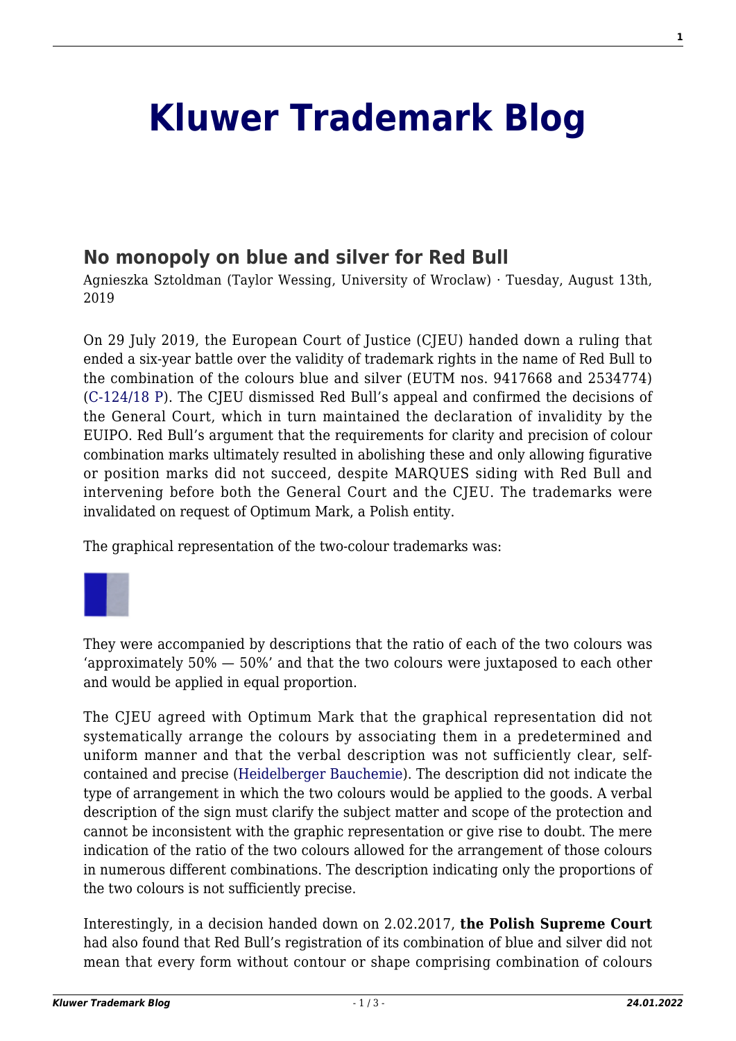# Kluwer Trademark Blog

## No monopoly on blue and silver for Red Bull

Agnieszka Sztoldman (Taylor Wessing, University of Wroclaw) · Tuesday, August 13th, 2019

On 29 July 2019, the European Court of Justice (CJEU) handed down a ruling that ended a six-year battle over the validity of trademark rights in the name of Red Bull to the combination of the colours blue and silver (EUTM nos. 9417668 and 2534774) (C-124/18 P). The CJEU dismissed Red Bull's appeal and confirmed the decisions of the General Court, which in turn maintained the declaration of invalidity by the EUIPO. Red Bull's argument that the requirements for clarity and precision of colour combination marks ultimately resulted in abolishing these and only allowing figurative or position marks did not succeed, despite MARQUES siding with Red Bull and intervening before both the General Court and the CJEU. The trademarks were invalidated on request of Optimum Mark, a Polish entity.

The graphical representation of the two-colour trademarks was:

They were accompanied by descriptions that the ratio of each of the two colours was 'approximately 50% — 50%' and that the two colours were juxtaposed to each other and would be applied in equal proportion.

The CJEU agreed with Optimum Mark that the graphical representation did not systematically arrange the colours by associating them in a predetermined and uniform manner and that the verbal description was not sufficiently clear, self-contained and precise (Heidelberger Bauchemie). The description did not indicate the type of arrangement in which the two colours would be applied to the goods. A verbal description of the sign must clarify the subject matter and scope of the protection and cannot be inconsistent with the graphic representation or give rise to doubt. The mere indication of the ratio of the two colours allowed for the arrangement of those colours in numerous different combinations. The description indicating only the proportions of the two colours is not sufficiently precise.

Interestingly, in a decision handed down on 2.02.2017, **the Polish Supreme Court** had also found that Red Bull's registration of its combination of blue and silver did not mean that every form without contour or shape comprising combination of colours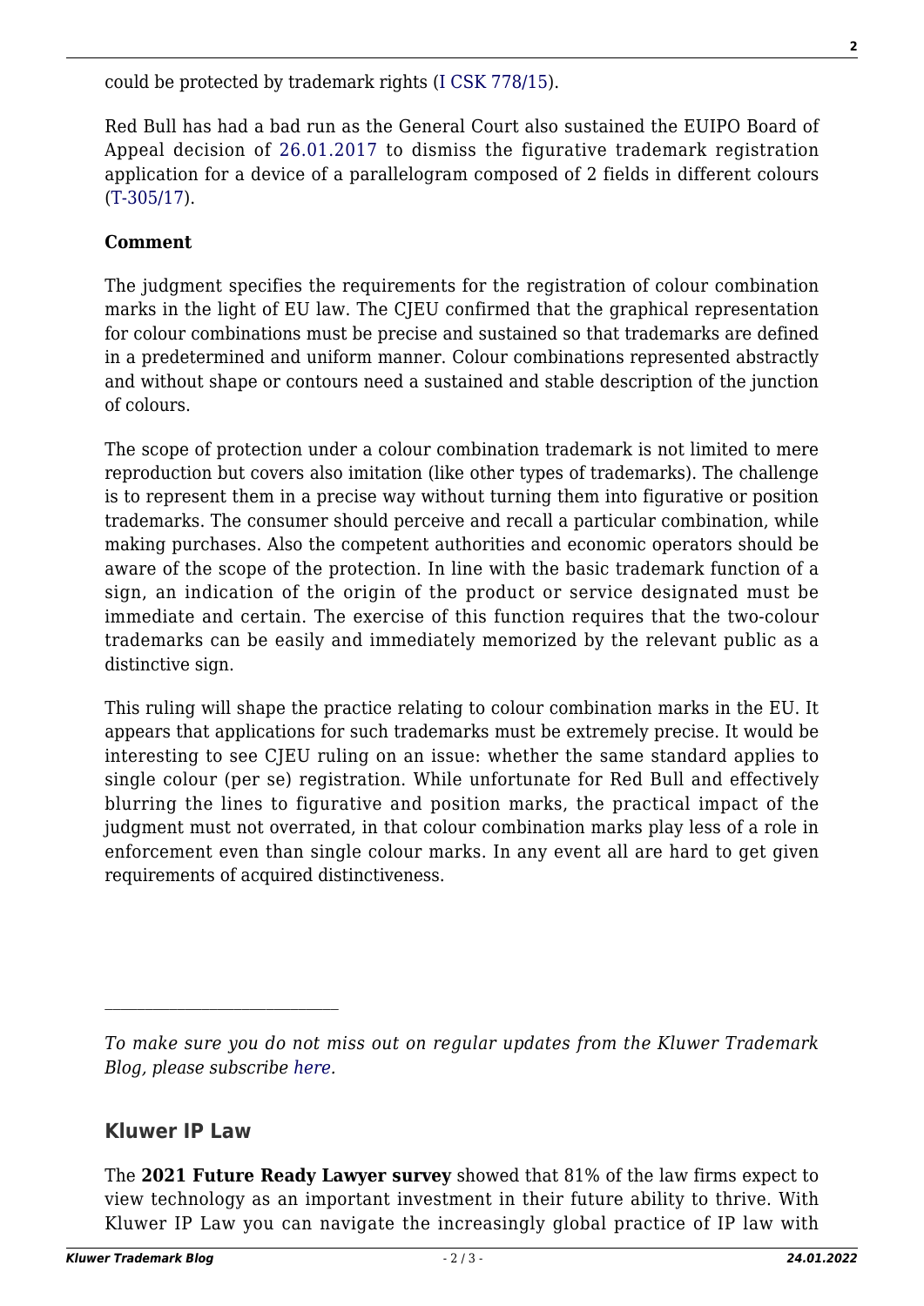could be protected by trademark rights (I CSK 778/15).

Red Bull has had a bad run as the General Court also sustained the EUIPO Board of Appeal decision of 26.01.2017 to dismiss the figurative trademark registration application for a device of a parallelogram composed of 2 fields in different colours (T-305/17).

**Comment**

The judgment specifies the requirements for the registration of colour combination marks in the light of EU law. The CJEU confirmed that the graphical representation for colour combinations must be precise and sustained so that trademarks are defined in a predetermined and uniform manner. Colour combinations represented abstractly and without shape or contours need a sustained and stable description of the junction of colours.

The scope of protection under a colour combination trademark is not limited to mere reproduction but covers also imitation (like other types of trademarks). The challenge is to represent them in a precise way without turning them into figurative or position trademarks. The consumer should perceive and recall a particular combination, while making purchases. Also the competent authorities and economic operators should be aware of the scope of the protection. In line with the basic trademark function of a sign, an indication of the origin of the product or service designated must be immediate and certain. The exercise of this function requires that the two-colour trademarks can be easily and immediately memorized by the relevant public as a distinctive sign.

This ruling will shape the practice relating to colour combination marks in the EU. It appears that applications for such trademarks must be extremely precise. It would be interesting to see CJEU ruling on an issue: whether the same standard applies to single colour (per se) registration. While unfortunate for Red Bull and effectively blurring the lines to figurative and position marks, the practical impact of the judgment must not overrated, in that colour combination marks play less of a role in enforcement even than single colour marks. In any event all are hard to get given requirements of acquired distinctiveness.

---

*To make sure you do not miss out on regular updates from the Kluwer Trademark Blog, please subscribe here.*

## Kluwer IP Law

The **2021 Future Ready Lawyer survey** showed that 81% of the law firms expect to view technology as an important investment in their future ability to thrive. With Kluwer IP Law you can navigate the increasingly global practice of IP law with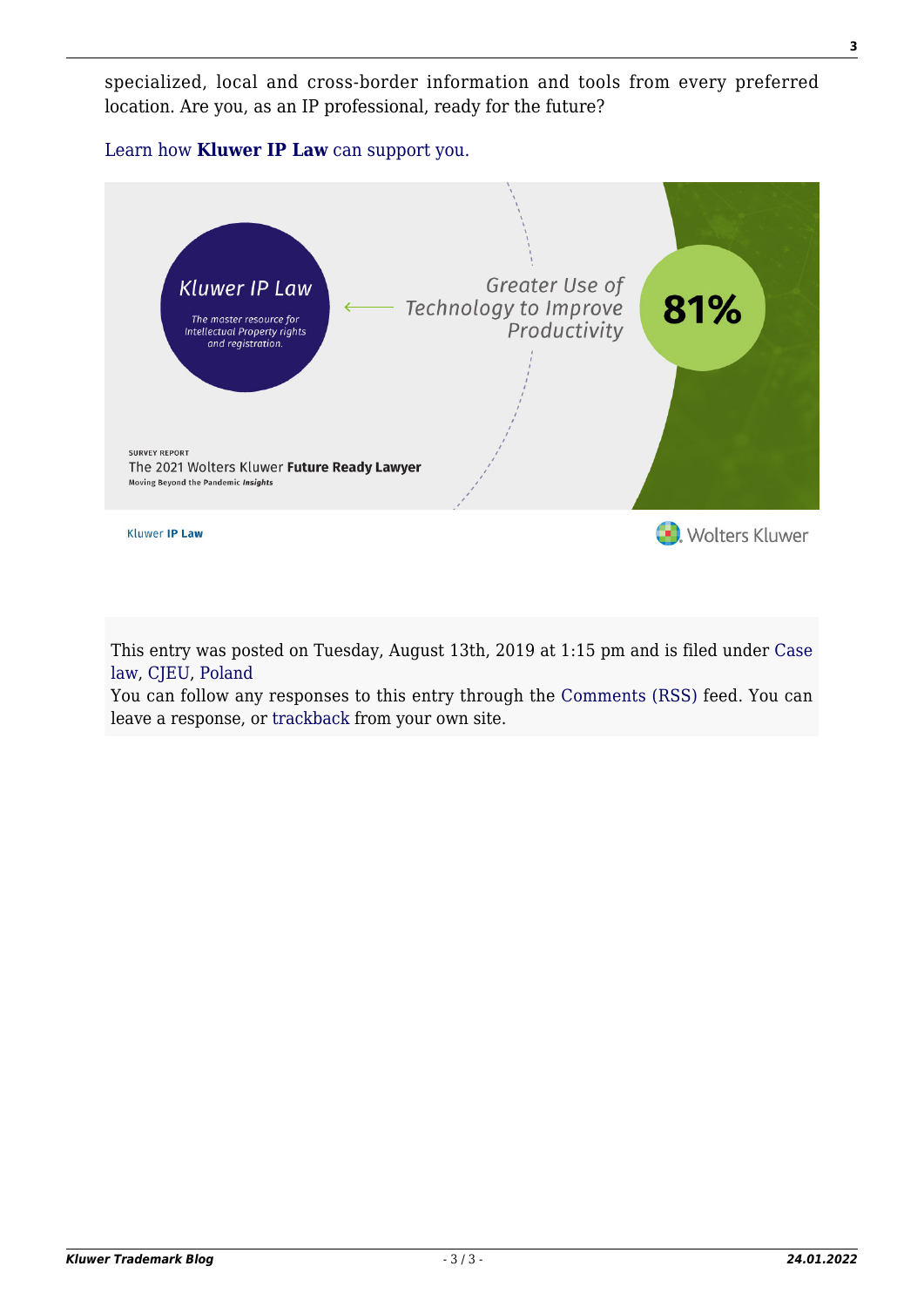specialized, local and cross-border information and tools from every preferred location. Are you, as an IP professional, ready for the future?

Learn how **Kluwer IP Law** can support you.

Kluwer IP Law

The master resource for Intellectual Property rights and registration.

Greater Use of Technology to Improve Productivity

81%

SURVEY REPORT

The 2021 Wolters Kluwer **Future Ready Lawyer**

Moving Beyond the Pandemic *Insights*

Kluwer **IP Law**

Wolters Kluwer

This entry was posted on Tuesday, August 13th, 2019 at 1:15 pm and is filed under Case law, CJEU, Poland
You can follow any responses to this entry through the Comments (RSS) feed. You can leave a response, or trackback from your own site.